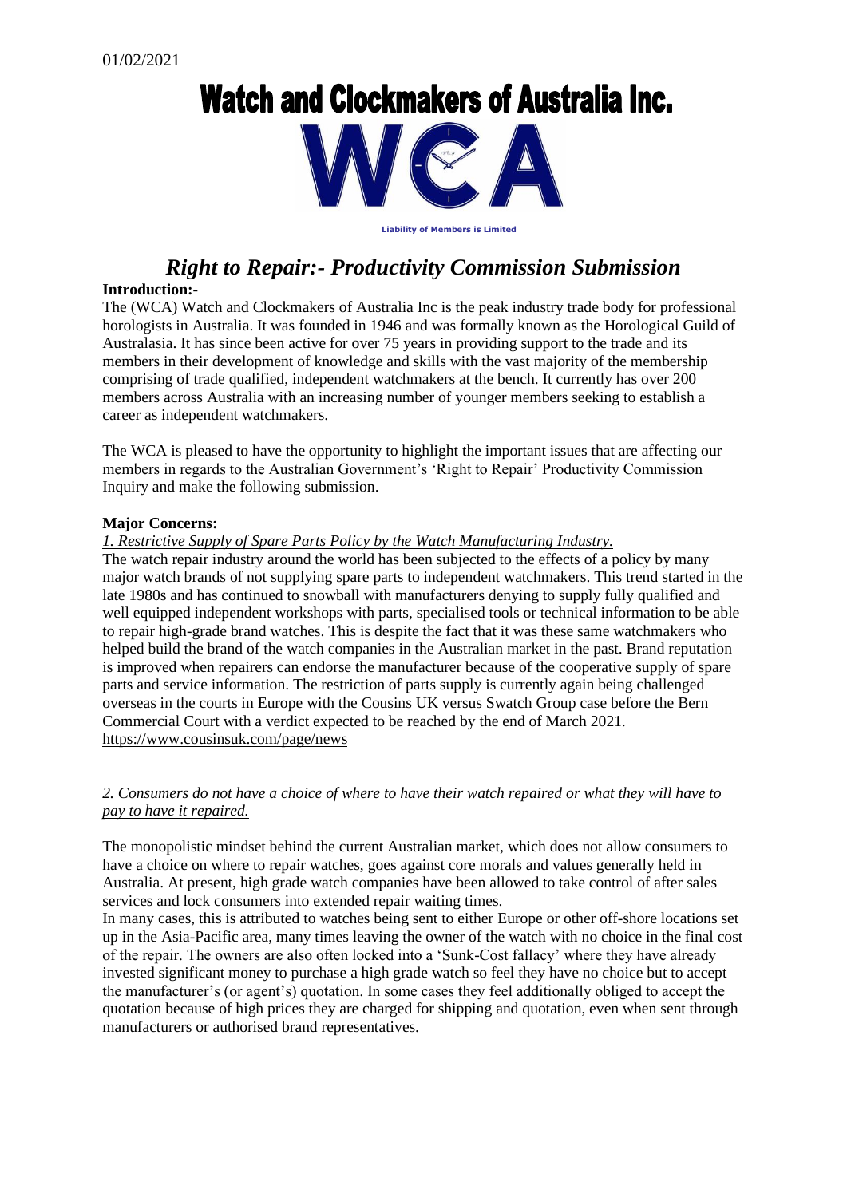01/02/2021

# Watch and Clockmakers of Australia Inc.

WCA

Liability of Members is Limited

## *Right to Repair:- Productivity Commission Submission*

**Introduction:-**

The (WCA) Watch and Clockmakers of Australia Inc is the peak industry trade body for professional horologists in Australia. It was founded in 1946 and was formally known as the Horological Guild of Australasia. It has since been active for over 75 years in providing support to the trade and its members in their development of knowledge and skills with the vast majority of the membership comprising of trade qualified, independent watchmakers at the bench. It currently has over 200 members across Australia with an increasing number of younger members seeking to establish a career as independent watchmakers.

The WCA is pleased to have the opportunity to highlight the important issues that are affecting our members in regards to the Australian Government's 'Right to Repair' Productivity Commission Inquiry and make the following submission.

**Major Concerns:**

*1. Restrictive Supply of Spare Parts Policy by the Watch Manufacturing Industry.*

The watch repair industry around the world has been subjected to the effects of a policy by many major watch brands of not supplying spare parts to independent watchmakers. This trend started in the late 1980s and has continued to snowball with manufacturers denying to supply fully qualified and well equipped independent workshops with parts, specialised tools or technical information to be able to repair high-grade brand watches. This is despite the fact that it was these same watchmakers who helped build the brand of the watch companies in the Australian market in the past. Brand reputation is improved when repairers can endorse the manufacturer because of the cooperative supply of spare parts and service information. The restriction of parts supply is currently again being challenged overseas in the courts in Europe with the Cousins UK versus Swatch Group case before the Bern Commercial Court with a verdict expected to be reached by the end of March 2021. https://www.cousinsuk.com/page/news

*2. Consumers do not have a choice of where to have their watch repaired or what they will have to pay to have it repaired.*

The monopolistic mindset behind the current Australian market, which does not allow consumers to have a choice on where to repair watches, goes against core morals and values generally held in Australia. At present, high grade watch companies have been allowed to take control of after sales services and lock consumers into extended repair waiting times.

In many cases, this is attributed to watches being sent to either Europe or other off-shore locations set up in the Asia-Pacific area, many times leaving the owner of the watch with no choice in the final cost of the repair. The owners are also often locked into a 'Sunk-Cost fallacy' where they have already invested significant money to purchase a high grade watch so feel they have no choice but to accept the manufacturer's (or agent's) quotation. In some cases they feel additionally obliged to accept the quotation because of high prices they are charged for shipping and quotation, even when sent through manufacturers or authorised brand representatives.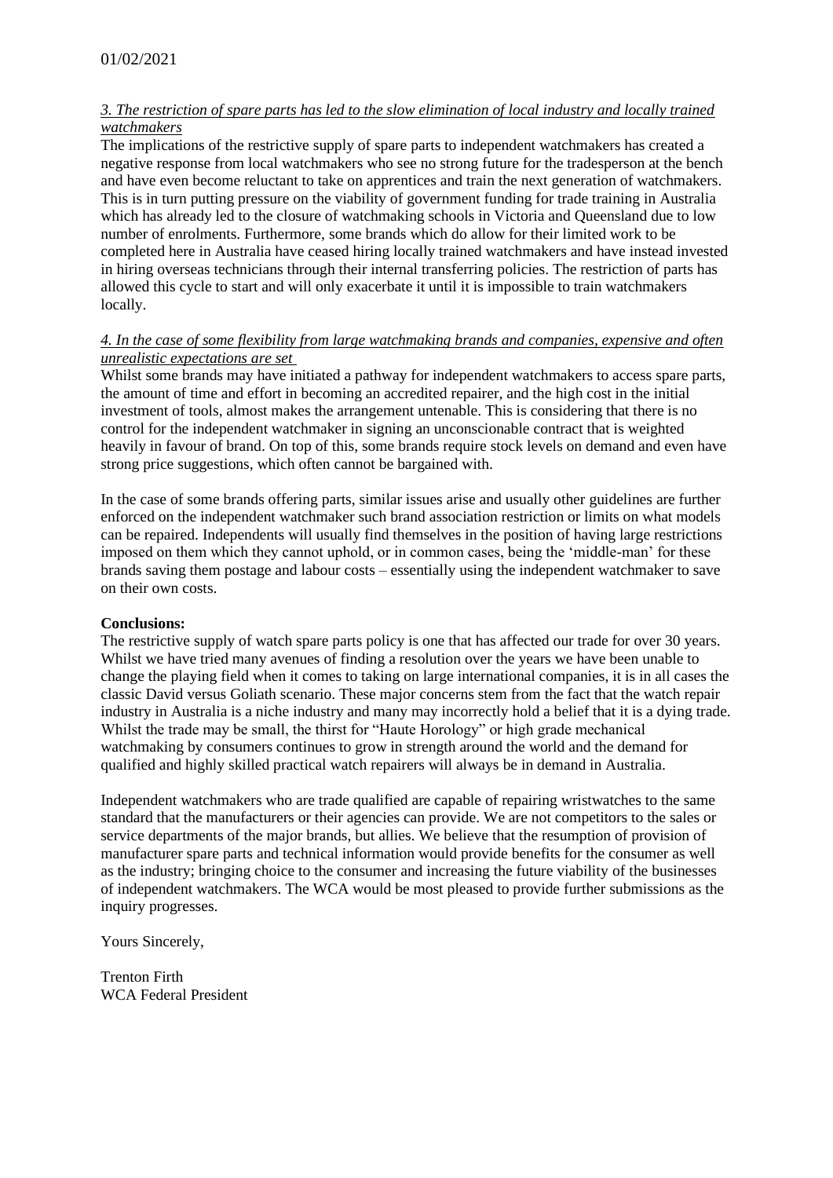01/02/2021

*3. The restriction of spare parts has led to the slow elimination of local industry and locally trained watchmakers*

The implications of the restrictive supply of spare parts to independent watchmakers has created a negative response from local watchmakers who see no strong future for the tradesperson at the bench and have even become reluctant to take on apprentices and train the next generation of watchmakers. This is in turn putting pressure on the viability of government funding for trade training in Australia which has already led to the closure of watchmaking schools in Victoria and Queensland due to low number of enrolments. Furthermore, some brands which do allow for their limited work to be completed here in Australia have ceased hiring locally trained watchmakers and have instead invested in hiring overseas technicians through their internal transferring policies. The restriction of parts has allowed this cycle to start and will only exacerbate it until it is impossible to train watchmakers locally.

*4. In the case of some flexibility from large watchmaking brands and companies, expensive and often unrealistic expectations are set*

Whilst some brands may have initiated a pathway for independent watchmakers to access spare parts, the amount of time and effort in becoming an accredited repairer, and the high cost in the initial investment of tools, almost makes the arrangement untenable. This is considering that there is no control for the independent watchmaker in signing an unconscionable contract that is weighted heavily in favour of brand. On top of this, some brands require stock levels on demand and even have strong price suggestions, which often cannot be bargained with.

In the case of some brands offering parts, similar issues arise and usually other guidelines are further enforced on the independent watchmaker such brand association restriction or limits on what models can be repaired. Independents will usually find themselves in the position of having large restrictions imposed on them which they cannot uphold, or in common cases, being the 'middle-man' for these brands saving them postage and labour costs – essentially using the independent watchmaker to save on their own costs.

**Conclusions:**

The restrictive supply of watch spare parts policy is one that has affected our trade for over 30 years. Whilst we have tried many avenues of finding a resolution over the years we have been unable to change the playing field when it comes to taking on large international companies, it is in all cases the classic David versus Goliath scenario. These major concerns stem from the fact that the watch repair industry in Australia is a niche industry and many may incorrectly hold a belief that it is a dying trade. Whilst the trade may be small, the thirst for "Haute Horology" or high grade mechanical watchmaking by consumers continues to grow in strength around the world and the demand for qualified and highly skilled practical watch repairers will always be in demand in Australia.

Independent watchmakers who are trade qualified are capable of repairing wristwatches to the same standard that the manufacturers or their agencies can provide. We are not competitors to the sales or service departments of the major brands, but allies. We believe that the resumption of provision of manufacturer spare parts and technical information would provide benefits for the consumer as well as the industry; bringing choice to the consumer and increasing the future viability of the businesses of independent watchmakers. The WCA would be most pleased to provide further submissions as the inquiry progresses.

Yours Sincerely,

Trenton Firth
WCA Federal President